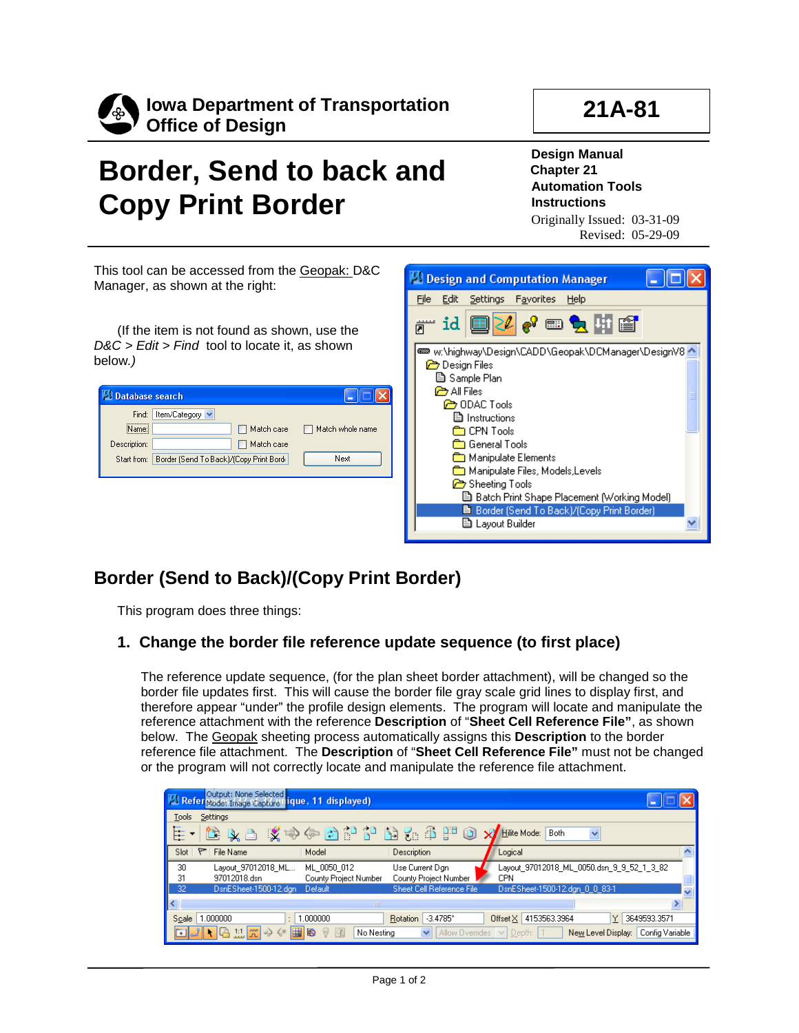Iowa Department of Transportation
Office of Design

**21A-81**

# Border, Send to back and Copy Print Border

**Design Manual**
**Chapter 21**
**Automation Tools**
**Instructions**

Originally Issued: 03-31-09
Revised: 05-29-09

This tool can be accessed from the Geopak: D&C Manager, as shown at the right:

(If the item is not found as shown, use the *D&C > Edit > Find* tool to locate it, as shown below.*)*

## Border (Send to Back)/(Copy Print Border)

This program does three things:

### 1. Change the border file reference update sequence (to first place)

The reference update sequence, (for the plan sheet border attachment), will be changed so the border file updates first. This will cause the border file gray scale grid lines to display first, and therefore appear "under" the profile design elements. The program will locate and manipulate the reference attachment with the reference **Description** of "**Sheet Cell Reference File"**, as shown below. The Geopak sheeting process automatically assigns this **Description** to the border reference file attachment. The **Description** of "**Sheet Cell Reference File"** must not be changed or the program will not correctly locate and manipulate the reference file attachment.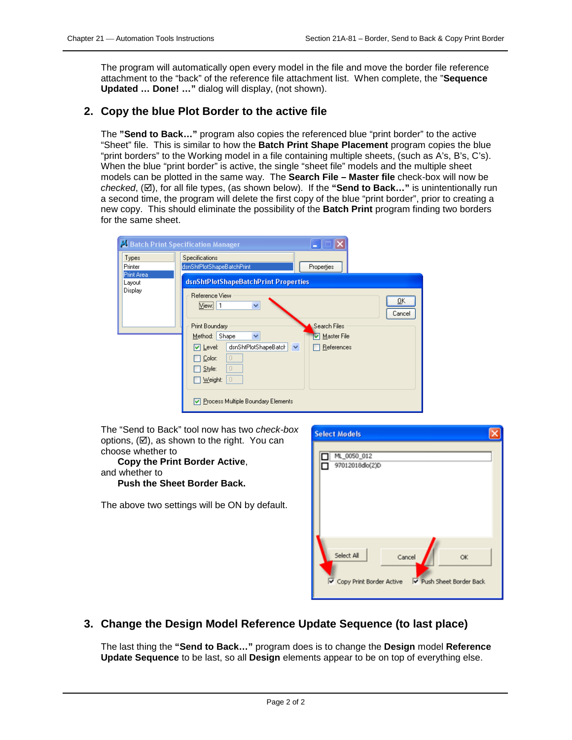The program will automatically open every model in the file and move the border file reference attachment to the "back" of the reference file attachment list. When complete, the "**Sequence Updated … Done! …"** dialog will display, (not shown).

## 2. Copy the blue Plot Border to the active file

The **"Send to Back…"** program also copies the referenced blue "print border" to the active "Sheet" file. This is similar to how the **Batch Print Shape Placement** program copies the blue "print borders" to the Working model in a file containing multiple sheets, (such as A's, B's, C's). When the blue "print border" is active, the single "sheet file" models and the multiple sheet models can be plotted in the same way. The **Search File – Master file** check-box will now be *checked*, (☑), for all file types, (as shown below). If the **"Send to Back…"** is unintentionally run a second time, the program will delete the first copy of the blue "print border", prior to creating a new copy. This should eliminate the possibility of the **Batch Print** program finding two borders for the same sheet.

The "Send to Back" tool now has two *check-box* options, (☑), as shown to the right. You can choose whether to

**Copy the Print Border Active**,

and whether to

**Push the Sheet Border Back.**

The above two settings will be ON by default.

## 3. Change the Design Model Reference Update Sequence (to last place)

The last thing the **"Send to Back…"** program does is to change the **Design** model **Reference Update Sequence** to be last, so all **Design** elements appear to be on top of everything else.